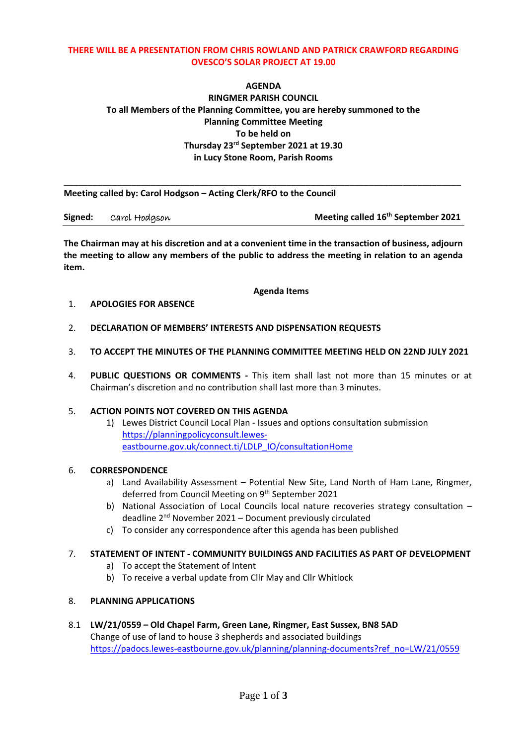**THERE WILL BE A PRESENTATION FROM CHRIS ROWLAND AND PATRICK CRAWFORD REGARDING OVESCO'S SOLAR PROJECT AT 19.00**

**AGENDA**
**RINGMER PARISH COUNCIL**
**To all Members of the Planning Committee, you are hereby summoned to the Planning Committee Meeting**
**To be held on**
**Thursday 23rd September 2021 at 19.30**
**in Lucy Stone Room, Parish Rooms**

---

**Meeting called by: Carol Hodgson – Acting Clerk/RFO to the Council**

**Signed:** Carol Hodgson **Meeting called 16th September 2021**

---

**The Chairman may at his discretion and at a convenient time in the transaction of business, adjourn the meeting to allow any members of the public to address the meeting in relation to an agenda item.**

**Agenda Items**

1. **APOLOGIES FOR ABSENCE**

2. **DECLARATION OF MEMBERS' INTERESTS AND DISPENSATION REQUESTS**

3. **TO ACCEPT THE MINUTES OF THE PLANNING COMMITTEE MEETING HELD ON 22ND JULY 2021**

4. **PUBLIC QUESTIONS OR COMMENTS -** This item shall last not more than 15 minutes or at Chairman's discretion and no contribution shall last more than 3 minutes.

5. **ACTION POINTS NOT COVERED ON THIS AGENDA**
   1) Lewes District Council Local Plan - Issues and options consultation submission https://planningpolicyconsult.lewes-eastbourne.gov.uk/connect.ti/LDLP_IO/consultationHome

6. **CORRESPONDENCE**
   a) Land Availability Assessment – Potential New Site, Land North of Ham Lane, Ringmer, deferred from Council Meeting on 9th September 2021
   b) National Association of Local Councils local nature recoveries strategy consultation – deadline 2nd November 2021 – Document previously circulated
   c) To consider any correspondence after this agenda has been published

7. **STATEMENT OF INTENT - COMMUNITY BUILDINGS AND FACILITIES AS PART OF DEVELOPMENT**
   a) To accept the Statement of Intent
   b) To receive a verbal update from Cllr May and Cllr Whitlock

8. **PLANNING APPLICATIONS**

8.1 **LW/21/0559 – Old Chapel Farm, Green Lane, Ringmer, East Sussex, BN8 5AD**
Change of use of land to house 3 shepherds and associated buildings
https://padocs.lewes-eastbourne.gov.uk/planning/planning-documents?ref_no=LW/21/0559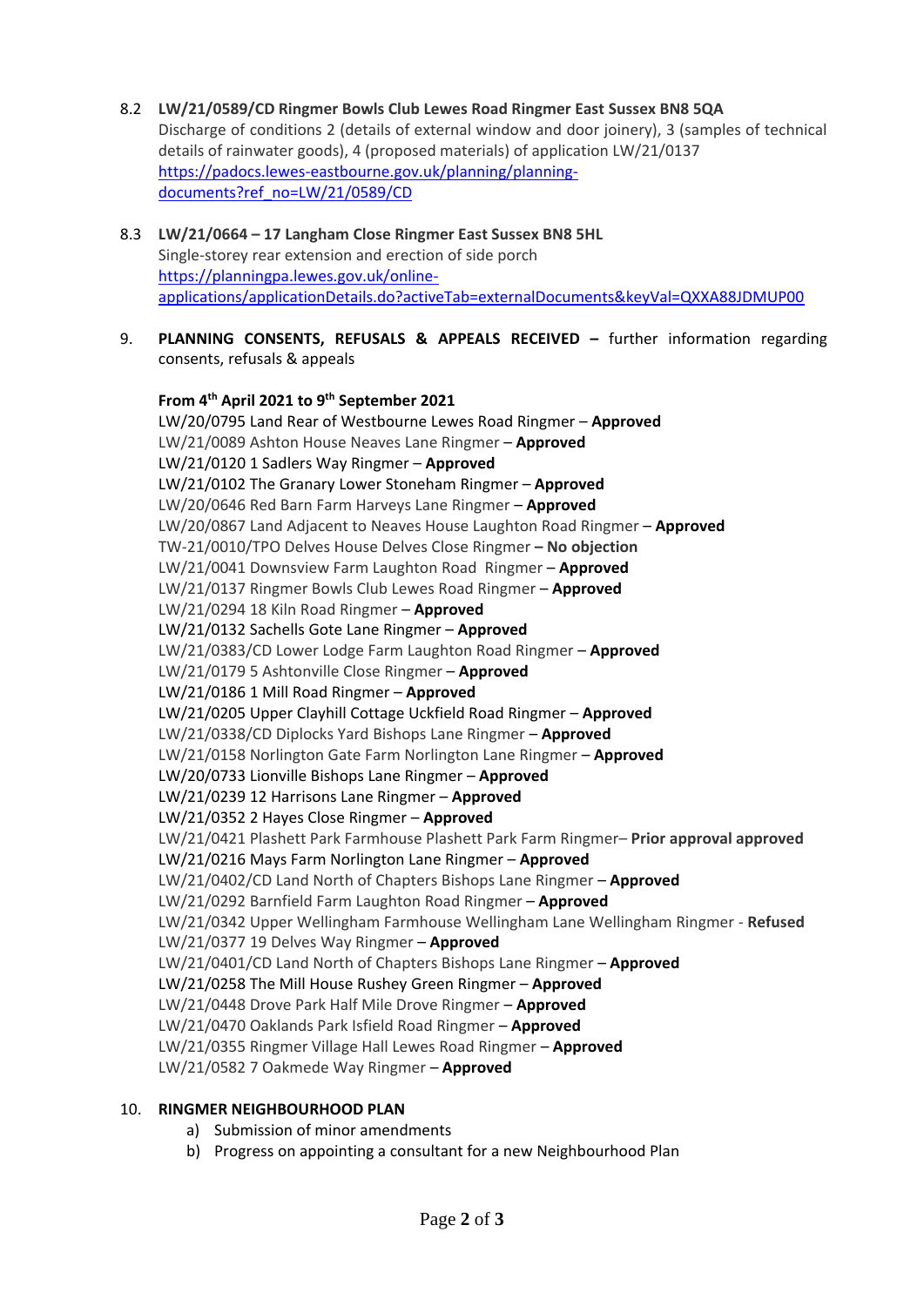8.2 **LW/21/0589/CD Ringmer Bowls Club Lewes Road Ringmer East Sussex BN8 5QA**
Discharge of conditions 2 (details of external window and door joinery), 3 (samples of technical details of rainwater goods), 4 (proposed materials) of application LW/21/0137
https://padocs.lewes-eastbourne.gov.uk/planning/planning-documents?ref_no=LW/21/0589/CD

8.3 **LW/21/0664 – 17 Langham Close Ringmer East Sussex BN8 5HL**
Single-storey rear extension and erection of side porch
https://planningpa.lewes.gov.uk/online-applications/applicationDetails.do?activeTab=externalDocuments&keyVal=QXXA88JDMUP00

9. **PLANNING CONSENTS, REFUSALS & APPEALS RECEIVED –** further information regarding consents, refusals & appeals

**From 4th April 2021 to 9th September 2021**

LW/20/0795 Land Rear of Westbourne Lewes Road Ringmer – **Approved**
LW/21/0089 Ashton House Neaves Lane Ringmer – **Approved**
LW/21/0120 1 Sadlers Way Ringmer – **Approved**
LW/21/0102 The Granary Lower Stoneham Ringmer – **Approved**
LW/20/0646 Red Barn Farm Harveys Lane Ringmer – **Approved**
LW/20/0867 Land Adjacent to Neaves House Laughton Road Ringmer – **Approved**
TW-21/0010/TPO Delves House Delves Close Ringmer **– No objection**
LW/21/0041 Downsview Farm Laughton Road Ringmer – **Approved**
LW/21/0137 Ringmer Bowls Club Lewes Road Ringmer – **Approved**
LW/21/0294 18 Kiln Road Ringmer – **Approved**
LW/21/0132 Sachells Gote Lane Ringmer – **Approved**
LW/21/0383/CD Lower Lodge Farm Laughton Road Ringmer – **Approved**
LW/21/0179 5 Ashtonville Close Ringmer – **Approved**
LW/21/0186 1 Mill Road Ringmer – **Approved**
LW/21/0205 Upper Clayhill Cottage Uckfield Road Ringmer – **Approved**
LW/21/0338/CD Diplocks Yard Bishops Lane Ringmer – **Approved**
LW/21/0158 Norlington Gate Farm Norlington Lane Ringmer – **Approved**
LW/20/0733 Lionville Bishops Lane Ringmer – **Approved**
LW/21/0239 12 Harrisons Lane Ringmer – **Approved**
LW/21/0352 2 Hayes Close Ringmer – **Approved**
LW/21/0421 Plashett Park Farmhouse Plashett Park Farm Ringmer– **Prior approval approved**
LW/21/0216 Mays Farm Norlington Lane Ringmer – **Approved**
LW/21/0402/CD Land North of Chapters Bishops Lane Ringmer – **Approved**
LW/21/0292 Barnfield Farm Laughton Road Ringmer – **Approved**
LW/21/0342 Upper Wellingham Farmhouse Wellingham Lane Wellingham Ringmer - **Refused**
LW/21/0377 19 Delves Way Ringmer – **Approved**
LW/21/0401/CD Land North of Chapters Bishops Lane Ringmer – **Approved**
LW/21/0258 The Mill House Rushey Green Ringmer – **Approved**
LW/21/0448 Drove Park Half Mile Drove Ringmer – **Approved**
LW/21/0470 Oaklands Park Isfield Road Ringmer – **Approved**
LW/21/0355 Ringmer Village Hall Lewes Road Ringmer – **Approved**
LW/21/0582 7 Oakmede Way Ringmer – **Approved**

10. **RINGMER NEIGHBOURHOOD PLAN**
   a) Submission of minor amendments
   b) Progress on appointing a consultant for a new Neighbourhood Plan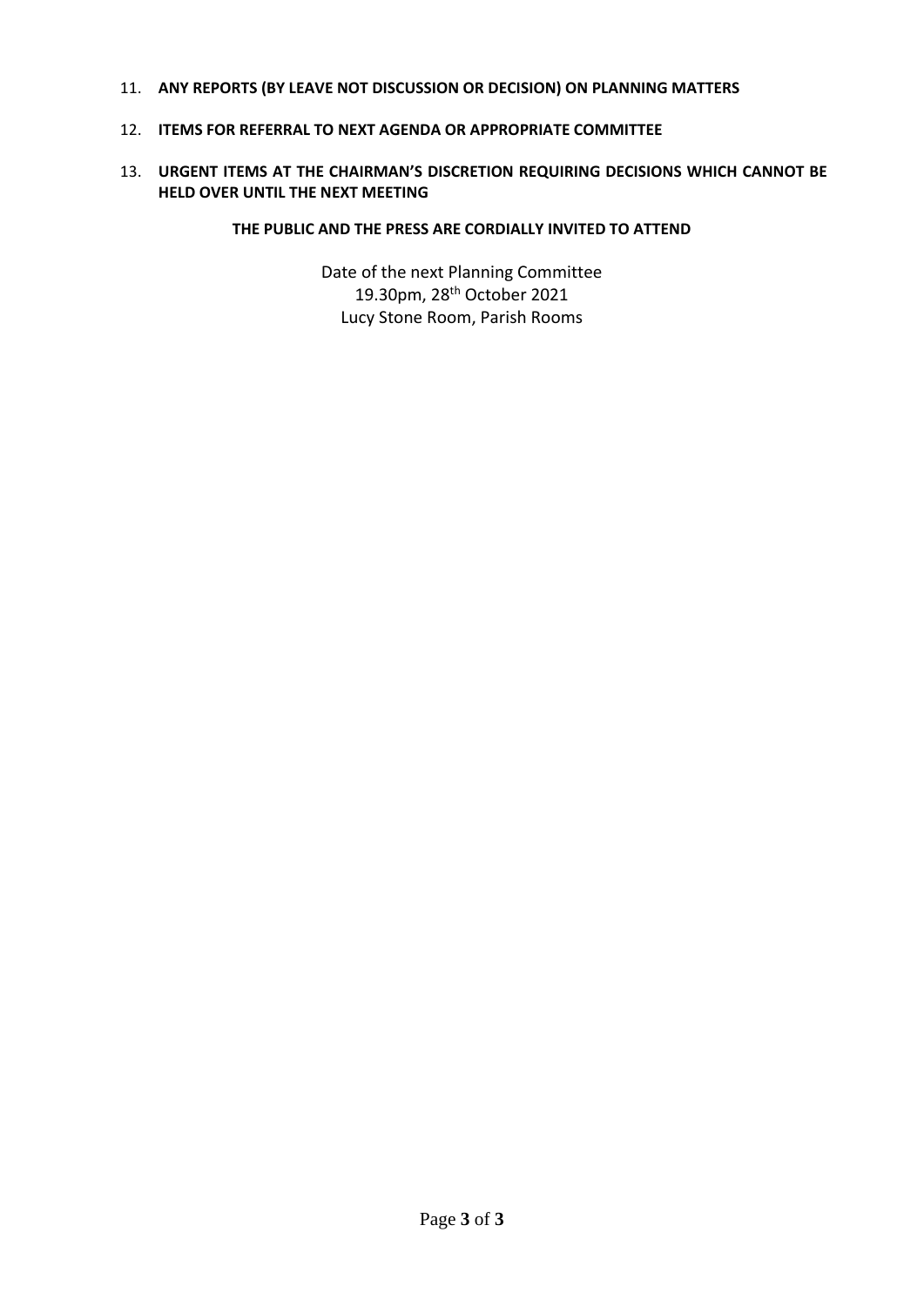11. **ANY REPORTS (BY LEAVE NOT DISCUSSION OR DECISION) ON PLANNING MATTERS**

12. **ITEMS FOR REFERRAL TO NEXT AGENDA OR APPROPRIATE COMMITTEE**

13. **URGENT ITEMS AT THE CHAIRMAN'S DISCRETION REQUIRING DECISIONS WHICH CANNOT BE HELD OVER UNTIL THE NEXT MEETING**

**THE PUBLIC AND THE PRESS ARE CORDIALLY INVITED TO ATTEND**

Date of the next Planning Committee
19.30pm, 28th October 2021
Lucy Stone Room, Parish Rooms